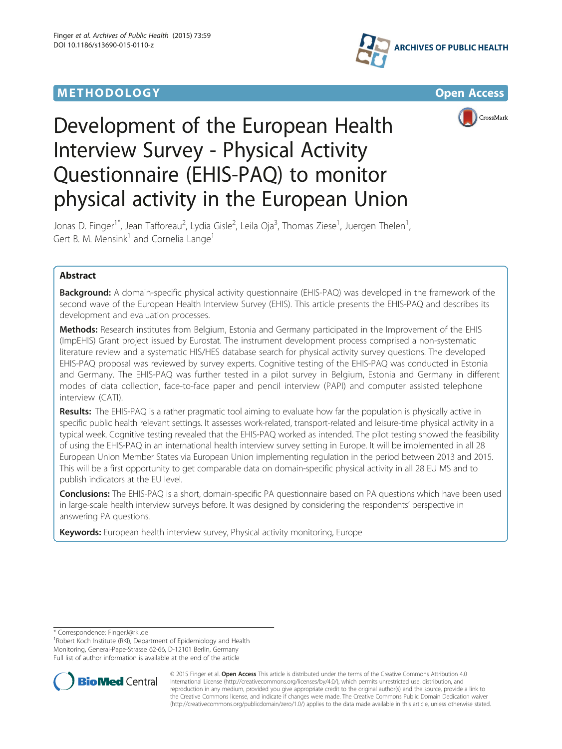METHODOLOGY

Open Access

# Development of the European Health Interview Survey - Physical Activity Questionnaire (EHIS-PAQ) to monitor physical activity in the European Union

Jonas D. Finger[1*], Jean Tafforeau[2], Lydia Gisle[2], Leila Oja[3], Thomas Ziese[1], Juergen Thelen[1], Gert B. M. Mensink[1] and Cornelia Lange[1]

## Abstract

**Background:** A domain-specific physical activity questionnaire (EHIS-PAQ) was developed in the framework of the second wave of the European Health Interview Survey (EHIS). This article presents the EHIS-PAQ and describes its development and evaluation processes.

**Methods:** Research institutes from Belgium, Estonia and Germany participated in the Improvement of the EHIS (ImpEHIS) Grant project issued by Eurostat. The instrument development process comprised a non-systematic literature review and a systematic HIS/HES database search for physical activity survey questions. The developed EHIS-PAQ proposal was reviewed by survey experts. Cognitive testing of the EHIS-PAQ was conducted in Estonia and Germany. The EHIS-PAQ was further tested in a pilot survey in Belgium, Estonia and Germany in different modes of data collection, face-to-face paper and pencil interview (PAPI) and computer assisted telephone interview (CATI).

**Results:** The EHIS-PAQ is a rather pragmatic tool aiming to evaluate how far the population is physically active in specific public health relevant settings. It assesses work-related, transport-related and leisure-time physical activity in a typical week. Cognitive testing revealed that the EHIS-PAQ worked as intended. The pilot testing showed the feasibility of using the EHIS-PAQ in an international health interview survey setting in Europe. It will be implemented in all 28 European Union Member States via European Union implementing regulation in the period between 2013 and 2015. This will be a first opportunity to get comparable data on domain-specific physical activity in all 28 EU MS and to publish indicators at the EU level.

**Conclusions:** The EHIS-PAQ is a short, domain-specific PA questionnaire based on PA questions which have been used in large-scale health interview surveys before. It was designed by considering the respondents' perspective in answering PA questions.

**Keywords:** European health interview survey, Physical activity monitoring, Europe

* Correspondence: FingerJ@rki.de
[1]Robert Koch Institute (RKI), Department of Epidemiology and Health Monitoring, General-Pape-Strasse 62-66, D-12101 Berlin, Germany
Full list of author information is available at the end of the article

© 2015 Finger et al. **Open Access** This article is distributed under the terms of the Creative Commons Attribution 4.0 International License (http://creativecommons.org/licenses/by/4.0/), which permits unrestricted use, distribution, and reproduction in any medium, provided you give appropriate credit to the original author(s) and the source, provide a link to the Creative Commons license, and indicate if changes were made. The Creative Commons Public Domain Dedication waiver (http://creativecommons.org/publicdomain/zero/1.0/) applies to the data made available in this article, unless otherwise stated.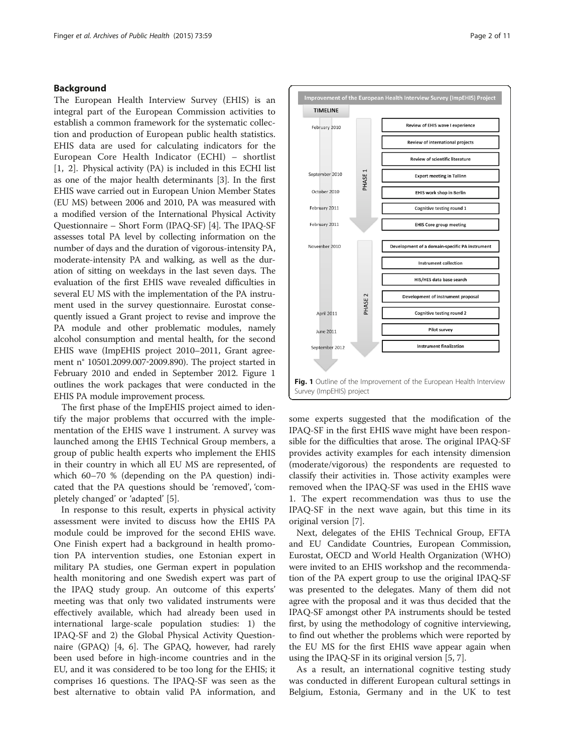## Background

The European Health Interview Survey (EHIS) is an integral part of the European Commission activities to establish a common framework for the systematic collection and production of European public health statistics. EHIS data are used for calculating indicators for the European Core Health Indicator (ECHI) – shortlist [1, 2]. Physical activity (PA) is included in this ECHI list as one of the major health determinants [3]. In the first EHIS wave carried out in European Union Member States (EU MS) between 2006 and 2010, PA was measured with a modified version of the International Physical Activity Questionnaire – Short Form (IPAQ-SF) [4]. The IPAQ-SF assesses total PA level by collecting information on the number of days and the duration of vigorous-intensity PA, moderate-intensity PA and walking, as well as the duration of sitting on weekdays in the last seven days. The evaluation of the first EHIS wave revealed difficulties in several EU MS with the implementation of the PA instrument used in the survey questionnaire. Eurostat consequently issued a Grant project to revise and improve the PA module and other problematic modules, namely alcohol consumption and mental health, for the second EHIS wave (ImpEHIS project 2010–2011, Grant agreement n° 10501.2099.007-2009.890). The project started in February 2010 and ended in September 2012. Figure 1 outlines the work packages that were conducted in the EHIS PA module improvement process.

The first phase of the ImpEHIS project aimed to identify the major problems that occurred with the implementation of the EHIS wave 1 instrument. A survey was launched among the EHIS Technical Group members, a group of public health experts who implement the EHIS in their country in which all EU MS are represented, of which 60–70 % (depending on the PA question) indicated that the PA questions should be 'removed', 'completely changed' or 'adapted' [5].

In response to this result, experts in physical activity assessment were invited to discuss how the EHIS PA module could be improved for the second EHIS wave. One Finish expert had a background in health promotion PA intervention studies, one Estonian expert in military PA studies, one German expert in population health monitoring and one Swedish expert was part of the IPAQ study group. An outcome of this experts' meeting was that only two validated instruments were effectively available, which had already been used in international large-scale population studies: 1) the IPAQ-SF and 2) the Global Physical Activity Questionnaire (GPAQ) [4, 6]. The GPAQ, however, had rarely been used before in high-income countries and in the EU, and it was considered to be too long for the EHIS; it comprises 16 questions. The IPAQ-SF was seen as the best alternative to obtain valid PA information, and

**Improvement of the European Health Interview Survey (ImpEHIS) Project**

| TIMELINE | Phase | Work package |
| --- | --- | --- |
| February 2010 | PHASE 1 | Review of EHIS wave I experience |
| | | Review of international projects |
| | | Review of scientific literature |
| September 2010 | | Expert meeting in Tallinn |
| October 2010 | | EHIS work shop in Berlin |
| February 2011 | | Cognitive testing round 1 |
| February 2011 | | EHIS Core group meeting |
| November 2010 | PHASE 2 | Development of a domain-specific PA instrument |
| | | Instrument collection |
| | | HIS/HES data base search |
| | | Development of instrument proposal |
| April 2011 | | Cognitive testing round 2 |
| June 2011 | | Pilot survey |
| September 2012 | | Instrument finalization |

**Fig. 1** Outline of the Improvement of the European Health Interview Survey (ImpEHIS) project

some experts suggested that the modification of the IPAQ-SF in the first EHIS wave might have been responsible for the difficulties that arose. The original IPAQ-SF provides activity examples for each intensity dimension (moderate/vigorous) the respondents are requested to classify their activities in. Those activity examples were removed when the IPAQ-SF was used in the EHIS wave 1. The expert recommendation was thus to use the IPAQ-SF in the next wave again, but this time in its original version [7].

Next, delegates of the EHIS Technical Group, EFTA and EU Candidate Countries, European Commission, Eurostat, OECD and World Health Organization (WHO) were invited to an EHIS workshop and the recommendation of the PA expert group to use the original IPAQ-SF was presented to the delegates. Many of them did not agree with the proposal and it was thus decided that the IPAQ-SF amongst other PA instruments should be tested first, by using the methodology of cognitive interviewing, to find out whether the problems which were reported by the EU MS for the first EHIS wave appear again when using the IPAQ-SF in its original version [5, 7].

As a result, an international cognitive testing study was conducted in different European cultural settings in Belgium, Estonia, Germany and in the UK to test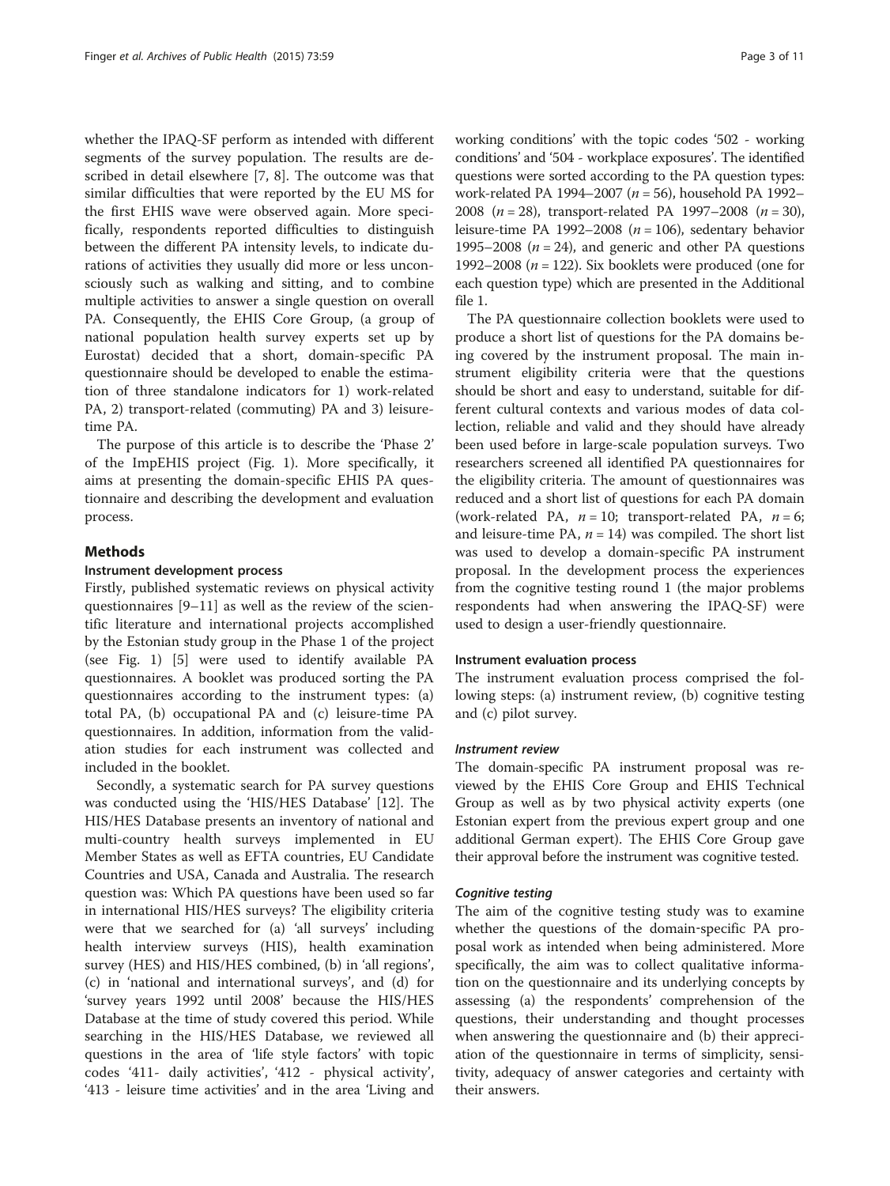whether the IPAQ-SF perform as intended with different segments of the survey population. The results are described in detail elsewhere [7, 8]. The outcome was that similar difficulties that were reported by the EU MS for the first EHIS wave were observed again. More specifically, respondents reported difficulties to distinguish between the different PA intensity levels, to indicate durations of activities they usually did more or less unconsciously such as walking and sitting, and to combine multiple activities to answer a single question on overall PA. Consequently, the EHIS Core Group, (a group of national population health survey experts set up by Eurostat) decided that a short, domain-specific PA questionnaire should be developed to enable the estimation of three standalone indicators for 1) work-related PA, 2) transport-related (commuting) PA and 3) leisure-time PA.

The purpose of this article is to describe the 'Phase 2' of the ImpEHIS project (Fig. 1). More specifically, it aims at presenting the domain-specific EHIS PA questionnaire and describing the development and evaluation process.

## Methods

### Instrument development process

Firstly, published systematic reviews on physical activity questionnaires [9–11] as well as the review of the scientific literature and international projects accomplished by the Estonian study group in the Phase 1 of the project (see Fig. 1) [5] were used to identify available PA questionnaires. A booklet was produced sorting the PA questionnaires according to the instrument types: (a) total PA, (b) occupational PA and (c) leisure-time PA questionnaires. In addition, information from the validation studies for each instrument was collected and included in the booklet.

Secondly, a systematic search for PA survey questions was conducted using the 'HIS/HES Database' [12]. The HIS/HES Database presents an inventory of national and multi-country health surveys implemented in EU Member States as well as EFTA countries, EU Candidate Countries and USA, Canada and Australia. The research question was: Which PA questions have been used so far in international HIS/HES surveys? The eligibility criteria were that we searched for (a) 'all surveys' including health interview surveys (HIS), health examination survey (HES) and HIS/HES combined, (b) in 'all regions', (c) in 'national and international surveys', and (d) for 'survey years 1992 until 2008' because the HIS/HES Database at the time of study covered this period. While searching in the HIS/HES Database, we reviewed all questions in the area of 'life style factors' with topic codes '411- daily activities', '412 - physical activity', '413 - leisure time activities' and in the area 'Living and working conditions' with the topic codes '502 - working conditions' and '504 - workplace exposures'. The identified questions were sorted according to the PA question types: work-related PA 1994–2007 ($n = 56$), household PA 1992–2008 ($n = 28$), transport-related PA 1997–2008 ($n = 30$), leisure-time PA 1992–2008 ($n = 106$), sedentary behavior 1995–2008 ($n = 24$), and generic and other PA questions 1992–2008 ($n = 122$). Six booklets were produced (one for each question type) which are presented in the Additional file 1.

The PA questionnaire collection booklets were used to produce a short list of questions for the PA domains being covered by the instrument proposal. The main instrument eligibility criteria were that the questions should be short and easy to understand, suitable for different cultural contexts and various modes of data collection, reliable and valid and they should have already been used before in large-scale population surveys. Two researchers screened all identified PA questionnaires for the eligibility criteria. The amount of questionnaires was reduced and a short list of questions for each PA domain (work-related PA, $n = 10$; transport-related PA, $n = 6$; and leisure-time PA, $n = 14$) was compiled. The short list was used to develop a domain-specific PA instrument proposal. In the development process the experiences from the cognitive testing round 1 (the major problems respondents had when answering the IPAQ-SF) were used to design a user-friendly questionnaire.

### Instrument evaluation process

The instrument evaluation process comprised the following steps: (a) instrument review, (b) cognitive testing and (c) pilot survey.

#### *Instrument review*

The domain-specific PA instrument proposal was reviewed by the EHIS Core Group and EHIS Technical Group as well as by two physical activity experts (one Estonian expert from the previous expert group and one additional German expert). The EHIS Core Group gave their approval before the instrument was cognitive tested.

#### *Cognitive testing*

The aim of the cognitive testing study was to examine whether the questions of the domain-specific PA proposal work as intended when being administered. More specifically, the aim was to collect qualitative information on the questionnaire and its underlying concepts by assessing (a) the respondents' comprehension of the questions, their understanding and thought processes when answering the questionnaire and (b) their appreciation of the questionnaire in terms of simplicity, sensitivity, adequacy of answer categories and certainty with their answers.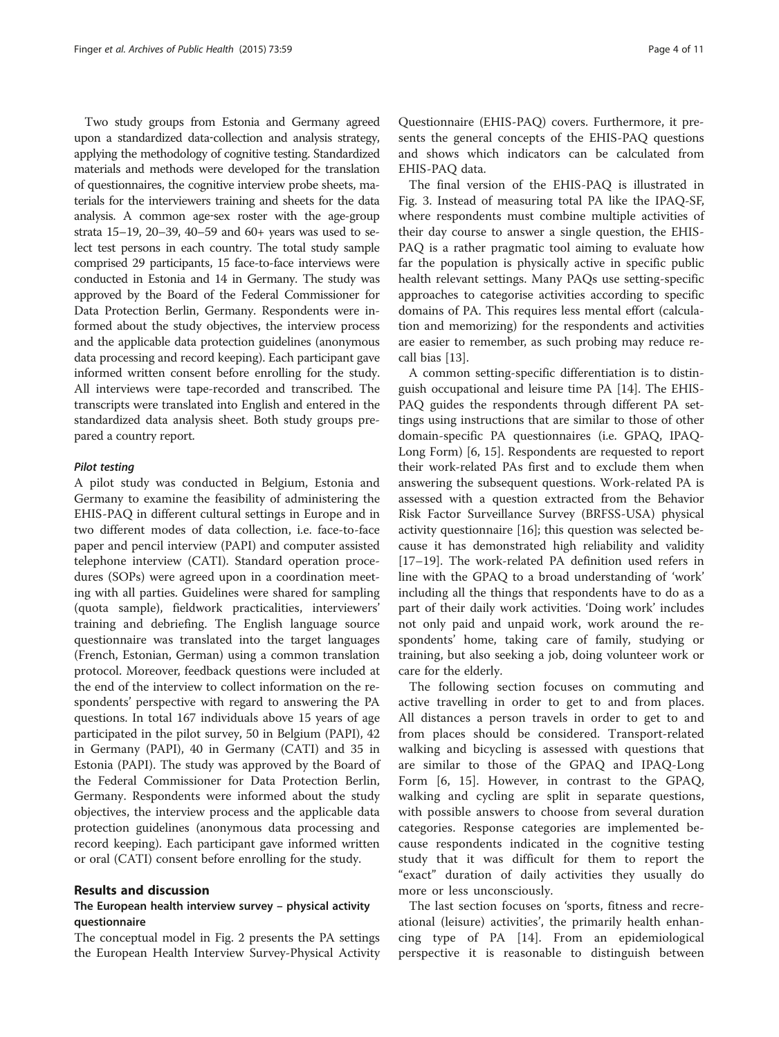Two study groups from Estonia and Germany agreed upon a standardized data-collection and analysis strategy, applying the methodology of cognitive testing. Standardized materials and methods were developed for the translation of questionnaires, the cognitive interview probe sheets, materials for the interviewers training and sheets for the data analysis. A common age-sex roster with the age-group strata 15–19, 20–39, 40–59 and 60+ years was used to select test persons in each country. The total study sample comprised 29 participants, 15 face-to-face interviews were conducted in Estonia and 14 in Germany. The study was approved by the Board of the Federal Commissioner for Data Protection Berlin, Germany. Respondents were informed about the study objectives, the interview process and the applicable data protection guidelines (anonymous data processing and record keeping). Each participant gave informed written consent before enrolling for the study. All interviews were tape-recorded and transcribed. The transcripts were translated into English and entered in the standardized data analysis sheet. Both study groups prepared a country report.

#### *Pilot testing*

A pilot study was conducted in Belgium, Estonia and Germany to examine the feasibility of administering the EHIS-PAQ in different cultural settings in Europe and in two different modes of data collection, i.e. face-to-face paper and pencil interview (PAPI) and computer assisted telephone interview (CATI). Standard operation procedures (SOPs) were agreed upon in a coordination meeting with all parties. Guidelines were shared for sampling (quota sample), fieldwork practicalities, interviewers' training and debriefing. The English language source questionnaire was translated into the target languages (French, Estonian, German) using a common translation protocol. Moreover, feedback questions were included at the end of the interview to collect information on the respondents' perspective with regard to answering the PA questions. In total 167 individuals above 15 years of age participated in the pilot survey, 50 in Belgium (PAPI), 42 in Germany (PAPI), 40 in Germany (CATI) and 35 in Estonia (PAPI). The study was approved by the Board of the Federal Commissioner for Data Protection Berlin, Germany. Respondents were informed about the study objectives, the interview process and the applicable data protection guidelines (anonymous data processing and record keeping). Each participant gave informed written or oral (CATI) consent before enrolling for the study.

## Results and discussion

### The European health interview survey – physical activity questionnaire

The conceptual model in Fig. 2 presents the PA settings the European Health Interview Survey-Physical Activity Questionnaire (EHIS-PAQ) covers. Furthermore, it presents the general concepts of the EHIS-PAQ questions and shows which indicators can be calculated from EHIS-PAQ data.

The final version of the EHIS-PAQ is illustrated in Fig. 3. Instead of measuring total PA like the IPAQ-SF, where respondents must combine multiple activities of their day course to answer a single question, the EHIS-PAQ is a rather pragmatic tool aiming to evaluate how far the population is physically active in specific public health relevant settings. Many PAQs use setting-specific approaches to categorise activities according to specific domains of PA. This requires less mental effort (calculation and memorizing) for the respondents and activities are easier to remember, as such probing may reduce recall bias [13].

A common setting-specific differentiation is to distinguish occupational and leisure time PA [14]. The EHIS-PAQ guides the respondents through different PA settings using instructions that are similar to those of other domain-specific PA questionnaires (i.e. GPAQ, IPAQ-Long Form) [6, 15]. Respondents are requested to report their work-related PAs first and to exclude them when answering the subsequent questions. Work-related PA is assessed with a question extracted from the Behavior Risk Factor Surveillance Survey (BRFSS-USA) physical activity questionnaire [16]; this question was selected because it has demonstrated high reliability and validity [17–19]. The work-related PA definition used refers in line with the GPAQ to a broad understanding of 'work' including all the things that respondents have to do as a part of their daily work activities. 'Doing work' includes not only paid and unpaid work, work around the respondents' home, taking care of family, studying or training, but also seeking a job, doing volunteer work or care for the elderly.

The following section focuses on commuting and active travelling in order to get to and from places. All distances a person travels in order to get to and from places should be considered. Transport-related walking and bicycling is assessed with questions that are similar to those of the GPAQ and IPAQ-Long Form [6, 15]. However, in contrast to the GPAQ, walking and cycling are split in separate questions, with possible answers to choose from several duration categories. Response categories are implemented because respondents indicated in the cognitive testing study that it was difficult for them to report the "exact" duration of daily activities they usually do more or less unconsciously.

The last section focuses on 'sports, fitness and recreational (leisure) activities', the primarily health enhancing type of PA [14]. From an epidemiological perspective it is reasonable to distinguish between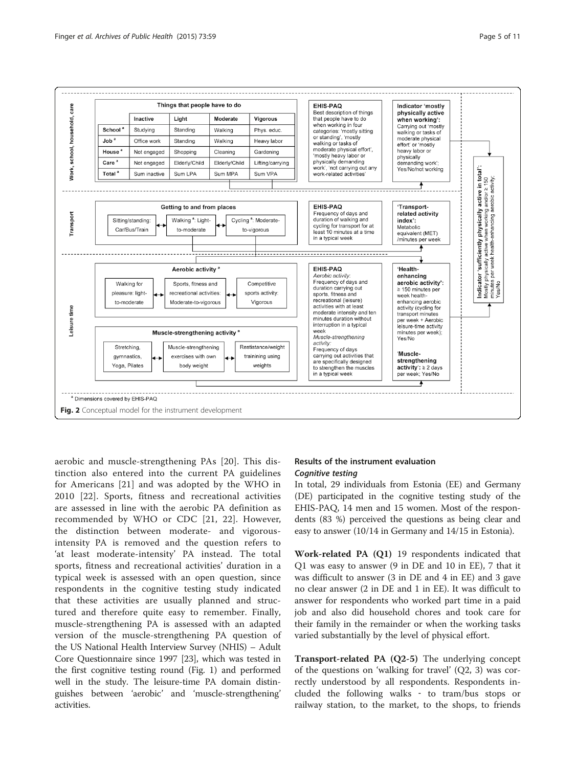**Work, school, household, care**

Things that people have to do

| | Inactive | Light | Moderate | Vigorous |
|---|---|---|---|---|
| School [a] | Studying | Standing | Walking | Phys. educ. |
| Job [a] | Office work | Standing | Walking | Heavy labor |
| House [a] | Not engaged | Shopping | Cleaning | Gardening |
| Care [a] | Not engaged | Elderly/Child | Elderly/Child | Lifting/carrying |
| Total [a] | Sum inactive | Sum LPA | Sum MPA | Sum VPA |

EHIS-PAQ: Best description of things that people have to do when working in four categories: 'mostly sitting or standing', 'mostly walking or tasks of moderate physical effort', 'mostly heavy labor or physically demanding work', 'not carrying out any work-related activities'

Indicator 'mostly physically active when working': Carrying out 'mostly walking or tasks of moderate physical effort' or 'mostly heavy labor or physically demanding work'; Yes/No/not working

**Transport**

Getting to and from places: Sitting/standing: Car/Bus/Train ↔ Walking [a]: Light-to-moderate ↔ Cycling [a]: Moderate-to-vigorous

EHIS-PAQ: Frequency of days and duration of walking and cycling for transport for at least 10 minutes at a time in a typical week

'Transport-related activity index': Metabolic equivalent (MET) /minutes per week

**Leisure time**

Aerobic activity [a]: Walking for pleasure: light-to-moderate ↔ Sports, fitness and recreational activities: Moderate-to-vigorous ↔ Competitive sports activity: Vigorous

Muscle-strengthening activity [a]: Stretching, gymnastics, Yoga, Pilates ↔ Muscle-strengthening exercises with own body weight ↔ Resistance/weight trainining using weights

EHIS-PAQ: *Aerobic activity:* Frequency of days and duration carrying out sports, fitness and recreational (leisure) activities with at least moderate intensity and ten minutes duration without interruption in a typical week. *Muscle-strengthening activity:* Frequency of days carrying out activities that are specifically designed to strengthen the muscles in a typical week

'Health-enhancing aerobic activity': ≥ 150 minutes per week health-enhancing aerobic activity (cycling for transport minutes per week + Aerobic leisure-time activity minutes per week); Yes/No

'Muscle-strengthening activity': ≥ 2 days per week; Yes/No

Indicator 'sufficiently physically active in total': Mostly physically active when working and/or ≥ 150 minutes per week health-enhancing aerobic activity; Yes/No

[a] Dimensions covered by EHIS-PAQ

**Fig. 2** Conceptual model for the instrument development

aerobic and muscle-strengthening PAs [20]. This distinction also entered into the current PA guidelines for Americans [21] and was adopted by the WHO in 2010 [22]. Sports, fitness and recreational activities are assessed in line with the aerobic PA definition as recommended by WHO or CDC [21, 22]. However, the distinction between moderate- and vigorous-intensity PA is removed and the question refers to 'at least moderate-intensity' PA instead. The total sports, fitness and recreational activities' duration in a typical week is assessed with an open question, since respondents in the cognitive testing study indicated that these activities are usually planned and structured and therefore quite easy to remember. Finally, muscle-strengthening PA is assessed with an adapted version of the muscle-strengthening PA question of the US National Health Interview Survey (NHIS) – Adult Core Questionnaire since 1997 [23], which was tested in the first cognitive testing round (Fig. 1) and performed well in the study. The leisure-time PA domain distinguishes between 'aerobic' and 'muscle-strengthening' activities.

## Results of the instrument evaluation

### *Cognitive testing*

In total, 29 individuals from Estonia (EE) and Germany (DE) participated in the cognitive testing study of the EHIS-PAQ, 14 men and 15 women. Most of the respondents (83 %) perceived the questions as being clear and easy to answer (10/14 in Germany and 14/15 in Estonia).

**Work-related PA (Q1)** 19 respondents indicated that Q1 was easy to answer (9 in DE and 10 in EE), 7 that it was difficult to answer (3 in DE and 4 in EE) and 3 gave no clear answer (2 in DE and 1 in EE). It was difficult to answer for respondents who worked part time in a paid job and also did household chores and took care for their family in the remainder or when the working tasks varied substantially by the level of physical effort.

**Transport-related PA (Q2-5)** The underlying concept of the questions on 'walking for travel' (Q2, 3) was correctly understood by all respondents. Respondents included the following walks - to tram/bus stops or railway station, to the market, to the shops, to friends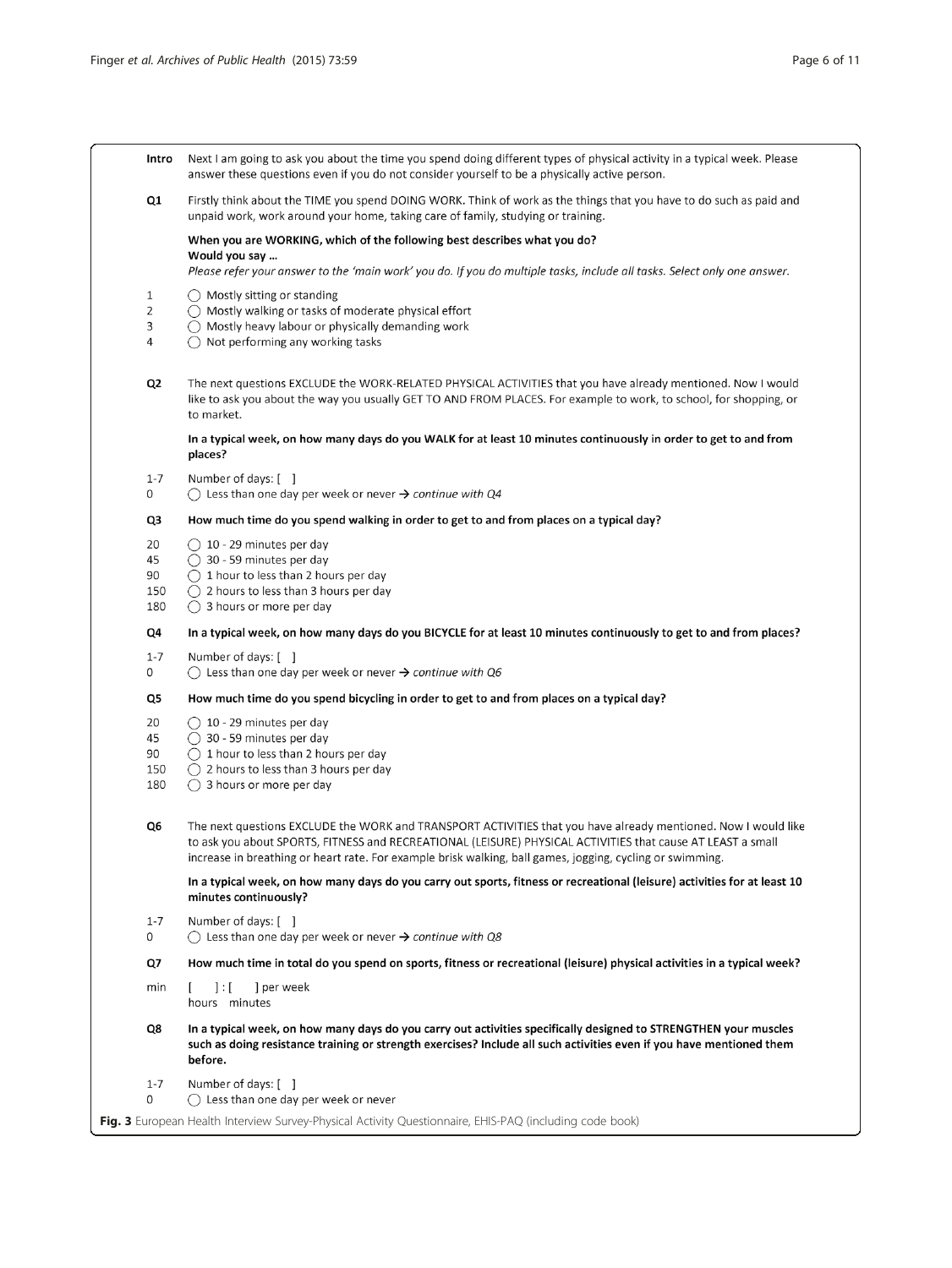**Intro** Next I am going to ask you about the time you spend doing different types of physical activity in a typical week. Please answer these questions even if you do not consider yourself to be a physically active person.

**Q1** Firstly think about the TIME you spend DOING WORK. Think of work as the things that you have to do such as paid and unpaid work, work around your home, taking care of family, studying or training.

**When you are WORKING, which of the following best describes what you do?**
**Would you say ...**
*Please refer your answer to the 'main work' you do. If you do multiple tasks, include all tasks. Select only one answer.*

1 ◯ Mostly sitting or standing
2 ◯ Mostly walking or tasks of moderate physical effort
3 ◯ Mostly heavy labour or physically demanding work
4 ◯ Not performing any working tasks

**Q2** The next questions EXCLUDE the WORK-RELATED PHYSICAL ACTIVITIES that you have already mentioned. Now I would like to ask you about the way you usually GET TO AND FROM PLACES. For example to work, to school, for shopping, or to market.

**In a typical week, on how many days do you WALK for at least 10 minutes continuously in order to get to and from places?**

1-7 Number of days: [ ]
0 ◯ Less than one day per week or never → *continue with Q4*

**Q3** **How much time do you spend walking in order to get to and from places on a typical day?**

20 ◯ 10 - 29 minutes per day
45 ◯ 30 - 59 minutes per day
90 ◯ 1 hour to less than 2 hours per day
150 ◯ 2 hours to less than 3 hours per day
180 ◯ 3 hours or more per day

**Q4** **In a typical week, on how many days do you BICYCLE for at least 10 minutes continuously to get to and from places?**

1-7 Number of days: [ ]
0 ◯ Less than one day per week or never → *continue with Q6*

**Q5** **How much time do you spend bicycling in order to get to and from places on a typical day?**

20 ◯ 10 - 29 minutes per day
45 ◯ 30 - 59 minutes per day
90 ◯ 1 hour to less than 2 hours per day
150 ◯ 2 hours to less than 3 hours per day
180 ◯ 3 hours or more per day

**Q6** The next questions EXCLUDE the WORK and TRANSPORT ACTIVITIES that you have already mentioned. Now I would like to ask you about SPORTS, FITNESS and RECREATIONAL (LEISURE) PHYSICAL ACTIVITIES that cause AT LEAST a small increase in breathing or heart rate. For example brisk walking, ball games, jogging, cycling or swimming.

**In a typical week, on how many days do you carry out sports, fitness or recreational (leisure) activities for at least 10 minutes continuously?**

1-7 Number of days: [ ]
0 ◯ Less than one day per week or never → *continue with Q8*

**Q7** **How much time in total do you spend on sports, fitness or recreational (leisure) physical activities in a typical week?**

min [ ] : [ ] per week
hours minutes

**Q8** **In a typical week, on how many days do you carry out activities specifically designed to STRENGTHEN your muscles such as doing resistance training or strength exercises? Include all such activities even if you have mentioned them before.**

1-7 Number of days: [ ]
0 ◯ Less than one day per week or never

**Fig. 3** European Health Interview Survey-Physical Activity Questionnaire, EHIS-PAQ (including code book)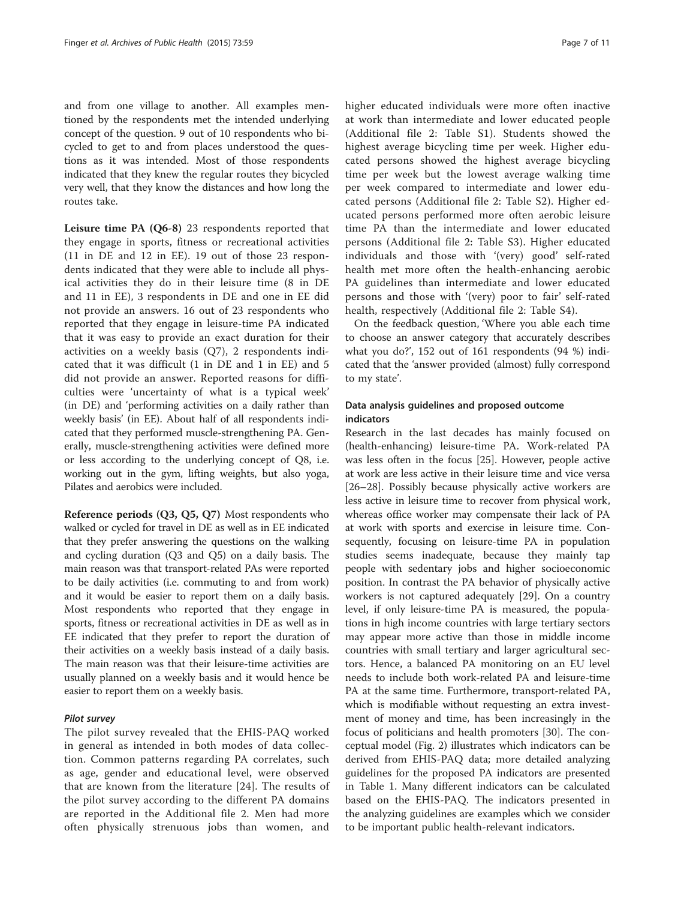and from one village to another. All examples mentioned by the respondents met the intended underlying concept of the question. 9 out of 10 respondents who bicycled to get to and from places understood the questions as it was intended. Most of those respondents indicated that they knew the regular routes they bicycled very well, that they know the distances and how long the routes take.

**Leisure time PA (Q6-8)** 23 respondents reported that they engage in sports, fitness or recreational activities (11 in DE and 12 in EE). 19 out of those 23 respondents indicated that they were able to include all physical activities they do in their leisure time (8 in DE and 11 in EE), 3 respondents in DE and one in EE did not provide an answers. 16 out of 23 respondents who reported that they engage in leisure-time PA indicated that it was easy to provide an exact duration for their activities on a weekly basis (Q7), 2 respondents indicated that it was difficult (1 in DE and 1 in EE) and 5 did not provide an answer. Reported reasons for difficulties were 'uncertainty of what is a typical week' (in DE) and 'performing activities on a daily rather than weekly basis' (in EE). About half of all respondents indicated that they performed muscle-strengthening PA. Generally, muscle-strengthening activities were defined more or less according to the underlying concept of Q8, i.e. working out in the gym, lifting weights, but also yoga, Pilates and aerobics were included.

**Reference periods (Q3, Q5, Q7)** Most respondents who walked or cycled for travel in DE as well as in EE indicated that they prefer answering the questions on the walking and cycling duration (Q3 and Q5) on a daily basis. The main reason was that transport-related PAs were reported to be daily activities (i.e. commuting to and from work) and it would be easier to report them on a daily basis. Most respondents who reported that they engage in sports, fitness or recreational activities in DE as well as in EE indicated that they prefer to report the duration of their activities on a weekly basis instead of a daily basis. The main reason was that their leisure-time activities are usually planned on a weekly basis and it would hence be easier to report them on a weekly basis.

#### *Pilot survey*

The pilot survey revealed that the EHIS-PAQ worked in general as intended in both modes of data collection. Common patterns regarding PA correlates, such as age, gender and educational level, were observed that are known from the literature [24]. The results of the pilot survey according to the different PA domains are reported in the Additional file 2. Men had more often physically strenuous jobs than women, and higher educated individuals were more often inactive at work than intermediate and lower educated people (Additional file 2: Table S1). Students showed the highest average bicycling time per week. Higher educated persons showed the highest average bicycling time per week but the lowest average walking time per week compared to intermediate and lower educated persons (Additional file 2: Table S2). Higher educated persons performed more often aerobic leisure time PA than the intermediate and lower educated persons (Additional file 2: Table S3). Higher educated individuals and those with '(very) good' self-rated health met more often the health-enhancing aerobic PA guidelines than intermediate and lower educated persons and those with '(very) poor to fair' self-rated health, respectively (Additional file 2: Table S4).

On the feedback question, 'Where you able each time to choose an answer category that accurately describes what you do?', 152 out of 161 respondents (94 %) indicated that the 'answer provided (almost) fully correspond to my state'.

### Data analysis guidelines and proposed outcome indicators

Research in the last decades has mainly focused on (health-enhancing) leisure-time PA. Work-related PA was less often in the focus [25]. However, people active at work are less active in their leisure time and vice versa [26–28]. Possibly because physically active workers are less active in leisure time to recover from physical work, whereas office worker may compensate their lack of PA at work with sports and exercise in leisure time. Consequently, focusing on leisure-time PA in population studies seems inadequate, because they mainly tap people with sedentary jobs and higher socioeconomic position. In contrast the PA behavior of physically active workers is not captured adequately [29]. On a country level, if only leisure-time PA is measured, the populations in high income countries with large tertiary sectors may appear more active than those in middle income countries with small tertiary and larger agricultural sectors. Hence, a balanced PA monitoring on an EU level needs to include both work-related PA and leisure-time PA at the same time. Furthermore, transport-related PA, which is modifiable without requesting an extra investment of money and time, has been increasingly in the focus of politicians and health promoters [30]. The conceptual model (Fig. 2) illustrates which indicators can be derived from EHIS-PAQ data; more detailed analyzing guidelines for the proposed PA indicators are presented in Table 1. Many different indicators can be calculated based on the EHIS-PAQ. The indicators presented in the analyzing guidelines are examples which we consider to be important public health-relevant indicators.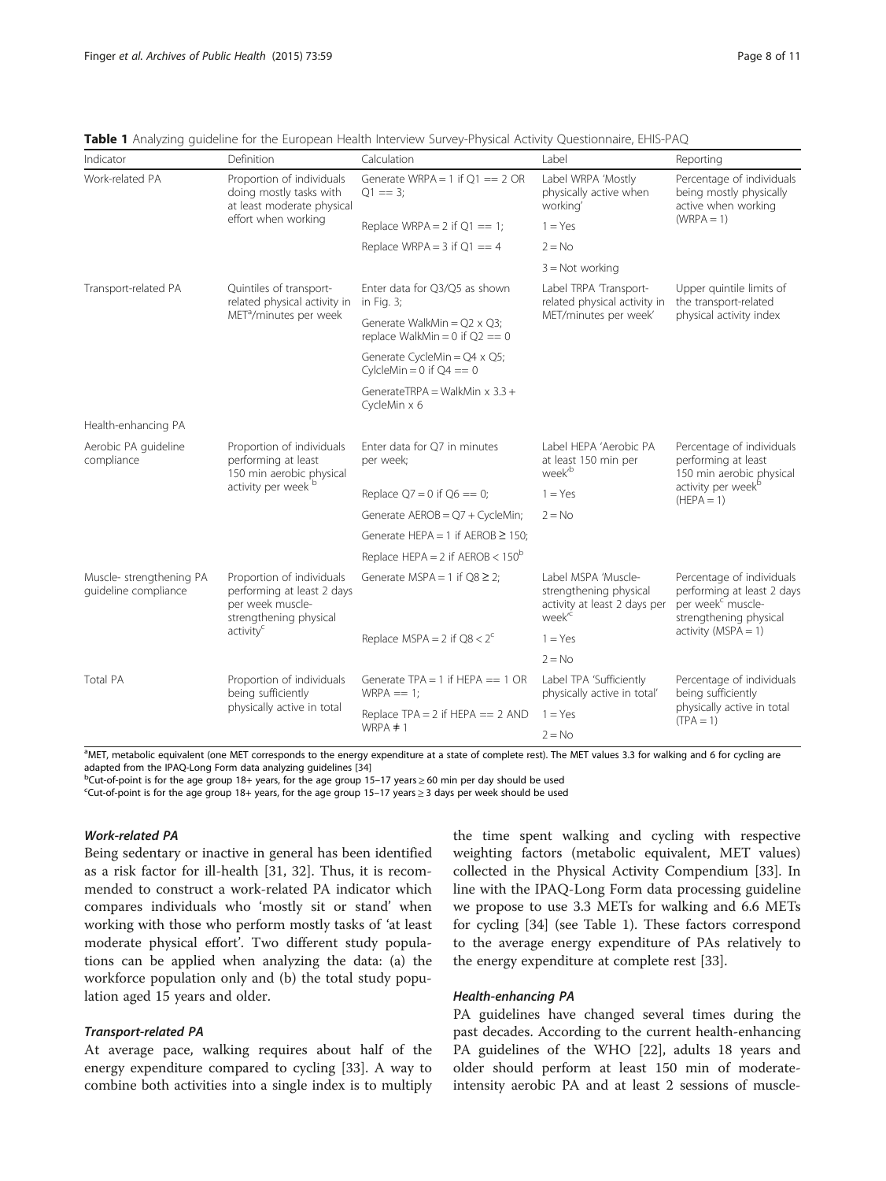**Table 1** Analyzing guideline for the European Health Interview Survey-Physical Activity Questionnaire, EHIS-PAQ

| Indicator | Definition | Calculation | Label | Reporting |
|---|---|---|---|---|
| Work-related PA | Proportion of individuals doing mostly tasks with at least moderate physical effort when working | Generate WRPA = 1 if Q1 == 2 OR Q1 == 3; | Label WRPA 'Mostly physically active when working' | Percentage of individuals being mostly physically active when working (WRPA = 1) |
| | | Replace WRPA = 2 if Q1 == 1; | 1 = Yes | |
| | | Replace WRPA = 3 if Q1 == 4 | 2 = No | |
| | | | 3 = Not working | |
| Transport-related PA | Quintiles of transport-related physical activity in MET[a]/minutes per week | Enter data for Q3/Q5 as shown in Fig. 3; | Label TRPA 'Transport-related physical activity in MET/minutes per week' | Upper quintile limits of the transport-related physical activity index |
| | | Generate WalkMin = Q2 x Q3; replace WalkMin = 0 if Q2 == 0 | | |
| | | Generate CycleMin = Q4 x Q5; CylcleMin = 0 if Q4 == 0 | | |
| | | GenerateTRPA = WalkMin x 3.3 + CycleMin x 6 | | |
| Health-enhancing PA | | | | |
| Aerobic PA guideline compliance | Proportion of individuals performing at least 150 min aerobic physical activity per week [b] | Enter data for Q7 in minutes per week; | Label HEPA 'Aerobic PA at least 150 min per week'[b] | Percentage of individuals performing at least 150 min aerobic physical activity per week[b] (HEPA = 1) |
| | | Replace Q7 = 0 if Q6 == 0; | 1 = Yes | |
| | | Generate AEROB = Q7 + CycleMin; | 2 = No | |
| | | Generate HEPA = 1 if AEROB ≥ 150; | | |
| | | Replace HEPA = 2 if AEROB < 150[b] | | |
| Muscle- strengthening PA guideline compliance | Proportion of individuals performing at least 2 days per week muscle-strengthening physical activity[c] | Generate MSPA = 1 if Q8 ≥ 2; | Label MSPA 'Muscle-strengthening physical activity at least 2 days per week'[c] | Percentage of individuals performing at least 2 days per week[c] muscle-strengthening physical activity (MSPA = 1) |
| | | Replace MSPA = 2 if Q8 < 2[c] | 1 = Yes | |
| | | | 2 = No | |
| Total PA | Proportion of individuals being sufficiently physically active in total | Generate TPA = 1 if HEPA == 1 OR WRPA == 1; | Label TPA 'Sufficiently physically active in total' | Percentage of individuals being sufficiently physically active in total (TPA = 1) |
| | | Replace TPA = 2 if HEPA == 2 AND WRPA ≠ 1 | 1 = Yes | |
| | | | 2 = No | |

[a]MET, metabolic equivalent (one MET corresponds to the energy expenditure at a state of complete rest). The MET values 3.3 for walking and 6 for cycling are adapted from the IPAQ-Long Form data analyzing guidelines [34]

[b]Cut-of-point is for the age group 18+ years, for the age group 15–17 years ≥ 60 min per day should be used

[c]Cut-of-point is for the age group 18+ years, for the age group 15–17 years ≥ 3 days per week should be used

#### *Work-related PA*

Being sedentary or inactive in general has been identified as a risk factor for ill-health [31, 32]. Thus, it is recommended to construct a work-related PA indicator which compares individuals who 'mostly sit or stand' when working with those who perform mostly tasks of 'at least moderate physical effort'. Two different study populations can be applied when analyzing the data: (a) the workforce population only and (b) the total study population aged 15 years and older.

#### *Transport-related PA*

At average pace, walking requires about half of the energy expenditure compared to cycling [33]. A way to combine both activities into a single index is to multiply the time spent walking and cycling with respective weighting factors (metabolic equivalent, MET values) collected in the Physical Activity Compendium [33]. In line with the IPAQ-Long Form data processing guideline we propose to use 3.3 METs for walking and 6.6 METs for cycling [34] (see Table 1). These factors correspond to the average energy expenditure of PAs relatively to the energy expenditure at complete rest [33].

#### *Health-enhancing PA*

PA guidelines have changed several times during the past decades. According to the current health-enhancing PA guidelines of the WHO [22], adults 18 years and older should perform at least 150 min of moderate-intensity aerobic PA and at least 2 sessions of muscle-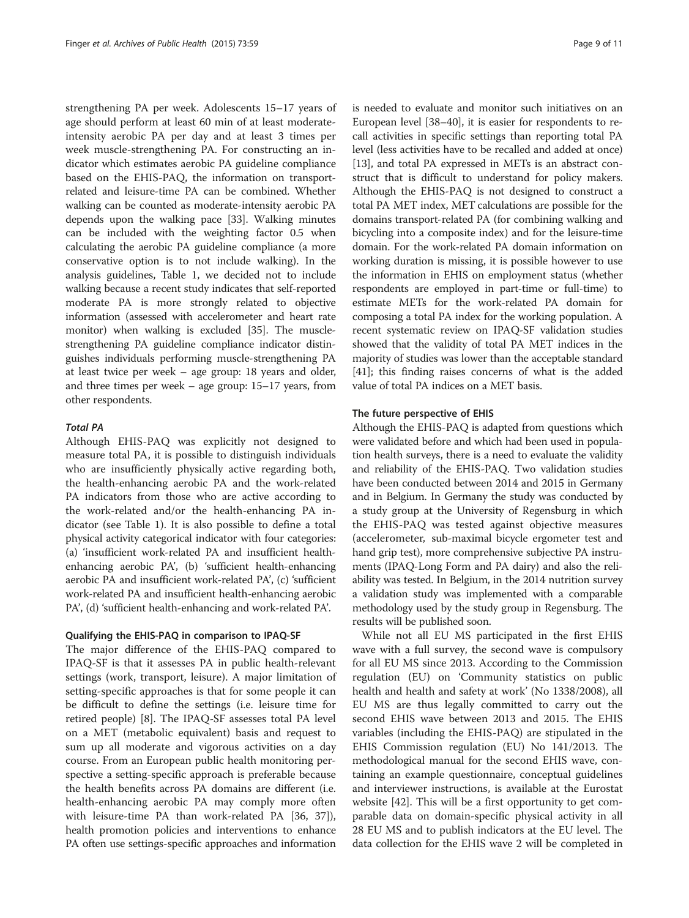strengthening PA per week. Adolescents 15–17 years of age should perform at least 60 min of at least moderate-intensity aerobic PA per day and at least 3 times per week muscle-strengthening PA. For constructing an indicator which estimates aerobic PA guideline compliance based on the EHIS-PAQ, the information on transport-related and leisure-time PA can be combined. Whether walking can be counted as moderate-intensity aerobic PA depends upon the walking pace [33]. Walking minutes can be included with the weighting factor 0.5 when calculating the aerobic PA guideline compliance (a more conservative option is to not include walking). In the analysis guidelines, Table 1, we decided not to include walking because a recent study indicates that self-reported moderate PA is more strongly related to objective information (assessed with accelerometer and heart rate monitor) when walking is excluded [35]. The muscle-strengthening PA guideline compliance indicator distinguishes individuals performing muscle-strengthening PA at least twice per week – age group: 18 years and older, and three times per week – age group: 15–17 years, from other respondents.

#### *Total PA*

Although EHIS-PAQ was explicitly not designed to measure total PA, it is possible to distinguish individuals who are insufficiently physically active regarding both, the health-enhancing aerobic PA and the work-related PA indicators from those who are active according to the work-related and/or the health-enhancing PA indicator (see Table 1). It is also possible to define a total physical activity categorical indicator with four categories: (a) 'insufficient work-related PA and insufficient health-enhancing aerobic PA', (b) 'sufficient health-enhancing aerobic PA and insufficient work-related PA', (c) 'sufficient work-related PA and insufficient health-enhancing aerobic PA', (d) 'sufficient health-enhancing and work-related PA'.

### Qualifying the EHIS-PAQ in comparison to IPAQ-SF

The major difference of the EHIS-PAQ compared to IPAQ-SF is that it assesses PA in public health-relevant settings (work, transport, leisure). A major limitation of setting-specific approaches is that for some people it can be difficult to define the settings (i.e. leisure time for retired people) [8]. The IPAQ-SF assesses total PA level on a MET (metabolic equivalent) basis and request to sum up all moderate and vigorous activities on a day course. From an European public health monitoring perspective a setting-specific approach is preferable because the health benefits across PA domains are different (i.e. health-enhancing aerobic PA may comply more often with leisure-time PA than work-related PA [36, 37]), health promotion policies and interventions to enhance PA often use settings-specific approaches and information is needed to evaluate and monitor such initiatives on an European level [38–40], it is easier for respondents to recall activities in specific settings than reporting total PA level (less activities have to be recalled and added at once) [13], and total PA expressed in METs is an abstract construct that is difficult to understand for policy makers. Although the EHIS-PAQ is not designed to construct a total PA MET index, MET calculations are possible for the domains transport-related PA (for combining walking and bicycling into a composite index) and for the leisure-time domain. For the work-related PA domain information on working duration is missing, it is possible however to use the information in EHIS on employment status (whether respondents are employed in part-time or full-time) to estimate METs for the work-related PA domain for composing a total PA index for the working population. A recent systematic review on IPAQ-SF validation studies showed that the validity of total PA MET indices in the majority of studies was lower than the acceptable standard [41]; this finding raises concerns of what is the added value of total PA indices on a MET basis.

### The future perspective of EHIS

Although the EHIS-PAQ is adapted from questions which were validated before and which had been used in population health surveys, there is a need to evaluate the validity and reliability of the EHIS-PAQ. Two validation studies have been conducted between 2014 and 2015 in Germany and in Belgium. In Germany the study was conducted by a study group at the University of Regensburg in which the EHIS-PAQ was tested against objective measures (accelerometer, sub-maximal bicycle ergometer test and hand grip test), more comprehensive subjective PA instruments (IPAQ-Long Form and PA dairy) and also the reliability was tested. In Belgium, in the 2014 nutrition survey a validation study was implemented with a comparable methodology used by the study group in Regensburg. The results will be published soon.

While not all EU MS participated in the first EHIS wave with a full survey, the second wave is compulsory for all EU MS since 2013. According to the Commission regulation (EU) on 'Community statistics on public health and health and safety at work' (No 1338/2008), all EU MS are thus legally committed to carry out the second EHIS wave between 2013 and 2015. The EHIS variables (including the EHIS-PAQ) are stipulated in the EHIS Commission regulation (EU) No 141/2013. The methodological manual for the second EHIS wave, containing an example questionnaire, conceptual guidelines and interviewer instructions, is available at the Eurostat website [42]. This will be a first opportunity to get comparable data on domain-specific physical activity in all 28 EU MS and to publish indicators at the EU level. The data collection for the EHIS wave 2 will be completed in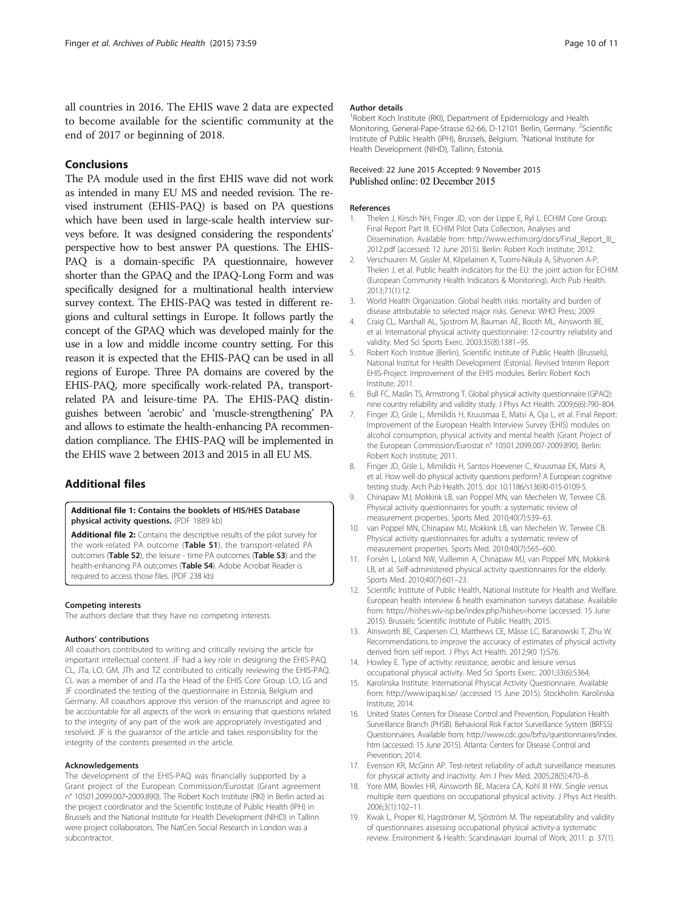all countries in 2016. The EHIS wave 2 data are expected to become available for the scientific community at the end of 2017 or beginning of 2018.

## Conclusions

The PA module used in the first EHIS wave did not work as intended in many EU MS and needed revision. The revised instrument (EHIS-PAQ) is based on PA questions which have been used in large-scale health interview surveys before. It was designed considering the respondents' perspective how to best answer PA questions. The EHIS-PAQ is a domain-specific PA questionnaire, however shorter than the GPAQ and the IPAQ-Long Form and was specifically designed for a multinational health interview survey context. The EHIS-PAQ was tested in different regions and cultural settings in Europe. It follows partly the concept of the GPAQ which was developed mainly for the use in a low and middle income country setting. For this reason it is expected that the EHIS-PAQ can be used in all regions of Europe. Three PA domains are covered by the EHIS-PAQ, more specifically work-related PA, transport-related PA and leisure-time PA. The EHIS-PAQ distinguishes between 'aerobic' and 'muscle-strengthening' PA and allows to estimate the health-enhancing PA recommendation compliance. The EHIS-PAQ will be implemented in the EHIS wave 2 between 2013 and 2015 in all EU MS.

## Additional files

**Additional file 1: Contains the booklets of HIS/HES Database physical activity questions.** (PDF 1889 kb)

**Additional file 2:** Contains the descriptive results of the pilot survey for the work-related PA outcome (**Table S1**), the transport-related PA outcomes (**Table S2**), the leisure - time PA outcomes (**Table S3**) and the health-enhancing PA outcomes (**Table S4**). Adobe Acrobat Reader is required to access those files. (PDF 238 kb)

#### Competing interests

The authors declare that they have no competing interests.

#### Authors' contributions

All coauthors contributed to writing and critically revising the article for important intellectual content. JF had a key role in designing the EHIS-PAQ. CL, JTa, LO, GM, JTh and TZ contributed to critically reviewing the EHIS-PAQ. CL was a member of and JTa the Head of the EHIS Core Group. LO, LG and JF coordinated the testing of the questionnaire in Estonia, Belgium and Germany. All coauthors approve this version of the manuscript and agree to be accountable for all aspects of the work in ensuring that questions related to the integrity of any part of the work are appropriately investigated and resolved. JF is the guarantor of the article and takes responsibility for the integrity of the contents presented in the article.

#### Acknowledgements

The development of the EHIS-PAQ was financially supported by a Grant project of the European Commission/Eurostat (Grant agreement n° 10501.2099.007-2009.890). The Robert Koch Institute (RKI) in Berlin acted as the project coordinator and the Scientific Institute of Public Health (IPH) in Brussels and the National Institute for Health Development (NIHD) in Tallinn were project collaborators. The NatCen Social Research in London was a subcontractor.

#### Author details

[1]Robert Koch Institute (RKI), Department of Epidemiology and Health Monitoring, General-Pape-Strasse 62-66, D-12101 Berlin, Germany. [2]Scientific Institute of Public Health (IPH), Brussels, Belgium. [3]National Institute for Health Development (NIHD), Tallinn, Estonia.

Received: 22 June 2015 Accepted: 9 November 2015
Published online: 02 December 2015

#### References

1. Thelen J, Kirsch NH, Finger JD, von der Lippe E, Ryl L. ECHIM Core Group. Final Report Part III. ECHIM Pilot Data Collection, Analyses and Dissemination. Available from: http://www.echim.org/docs/Final_Report_III_2012.pdf (accessed: 12 June 2015). Berlin: Robert Koch Institute; 2012.
2. Verschuuren M, Gissler M, Kilpelainen K, Tuomi-Nikula A, Sihvonen A-P, Thelen J, et al. Public health indicators for the EU: the joint action for ECHIM (European Community Health Indicators & Monitoring). Arch Pub Health. 2013;71(1):12.
3. World Health Organization. Global health risks: mortality and burden of disease attributable to selected major risks. Geneva: WHO Press; 2009.
4. Craig CL, Marshall AL, Sjostrom M, Bauman AE, Booth ML, Ainsworth BE, et al. International physical activity questionnaire: 12-country reliability and validity. Med Sci Sports Exerc. 2003;35(8):1381–95.
5. Robert Koch Institue (Berlin), Scientific Institute of Public Health (Brussels), National Institut for Health Development (Estonia). Revised Interim Report EHIS-Project: Improvement of the EHIS modules. Berlin: Robert Koch Institute; 2011.
6. Bull FC, Maslin TS, Armstrong T. Global physical activity questionnaire (GPAQ): nine country reliability and validity study. J Phys Act Health. 2009;6(6):790–804.
7. Finger JD, Gisle L, Mimilidis H, Kruusmaa E, Matsi A, Oja L, et al. Final Report: Improvement of the European Health Interview Survey (EHIS) modules on alcohol consumption, physical activity and mental health (Grant Project of the European Commission/Eurostat n° 10501.2099.007-2009.890). Berlin: Robert Koch Institute; 2011.
8. Finger JD, Gisle L, Mimilidis H, Santos-Hoevener C, Kruusmaa EK, Matsi A, et al. How well do physical activity questions perform? A European cognitive testing study. Arch Pub Health. 2015. doi: 10.1186/s13690-015-0109-5.
9. Chinapaw MJ, Mokkink LB, van Poppel MN, van Mechelen W, Terwee CB. Physical activity questionnaires for youth: a systematic review of measurement properties. Sports Med. 2010;40(7):539–63.
10. van Poppel MN, Chinapaw MJ, Mokkink LB, van Mechelen W, Terwee CB. Physical activity questionnaires for adults: a systematic review of measurement properties. Sports Med. 2010;40(7):565–600.
11. Forsén L, Loland NW, Vuillemin A, Chinapaw MJ, van Poppel MN, Mokkink LB, et al. Self-administered physical activity questionnaires for the elderly. Sports Med. 2010;40(7):601–23.
12. Scientific Institute of Public Health, National Institute for Health and Welfare. European health interview & health examination surveys database. Available from: https://hishes.wiv-isp.be/index.php?hishes=home (accessed: 15 June 2015). Brussels: Scientific Institute of Public Health; 2015.
13. Ainsworth BE, Caspersen CJ, Matthews CE, Mâsse LC, Baranowski T, Zhu W. Recommendations to improve the accuracy of estimates of physical activity derived from self report. J Phys Act Health. 2012;9(0 1):S76.
14. Howley E. Type of activity: resistance, aerobic and leisure versus occupational physical activity. Med Sci Sports Exerc. 2001;33(6):S364.
15. Karolinska Institute. International Physical Activity Questionnaire. Available from: http://www.ipaq.ki.se/ (accessed 15 June 2015). Stockholm: Karolinska Institute; 2014.
16. United States Centers for Disease Control and Prevention, Population Health Surveillance Branch (PHSB). Behavioral Risk Factor Surveillance System (BRFSS) Questionnaires. Available from: http://www.cdc.gov/brfss/questionnaires/index.htm (accessed: 15 June 2015). Atlanta: Centers for Disease Control and Prevention; 2014.
17. Evenson KR, McGinn AP. Test-retest reliability of adult surveillance measures for physical activity and inactivity. Am J Prev Med. 2005;28(5):470–8.
18. Yore MM, Bowles HR, Ainsworth BE, Macera CA, Kohl III HW. Single versus multiple item questions on occupational physical activity. J Phys Act Health. 2006;3(1):102–11.
19. Kwak L, Proper KI, Hagströmer M, Sjöström M. The repeatability and validity of questionnaires assessing occupational physical activity-a systematic review. Environment & Health: Scandinavian Journal of Work; 2011. p. 37(1).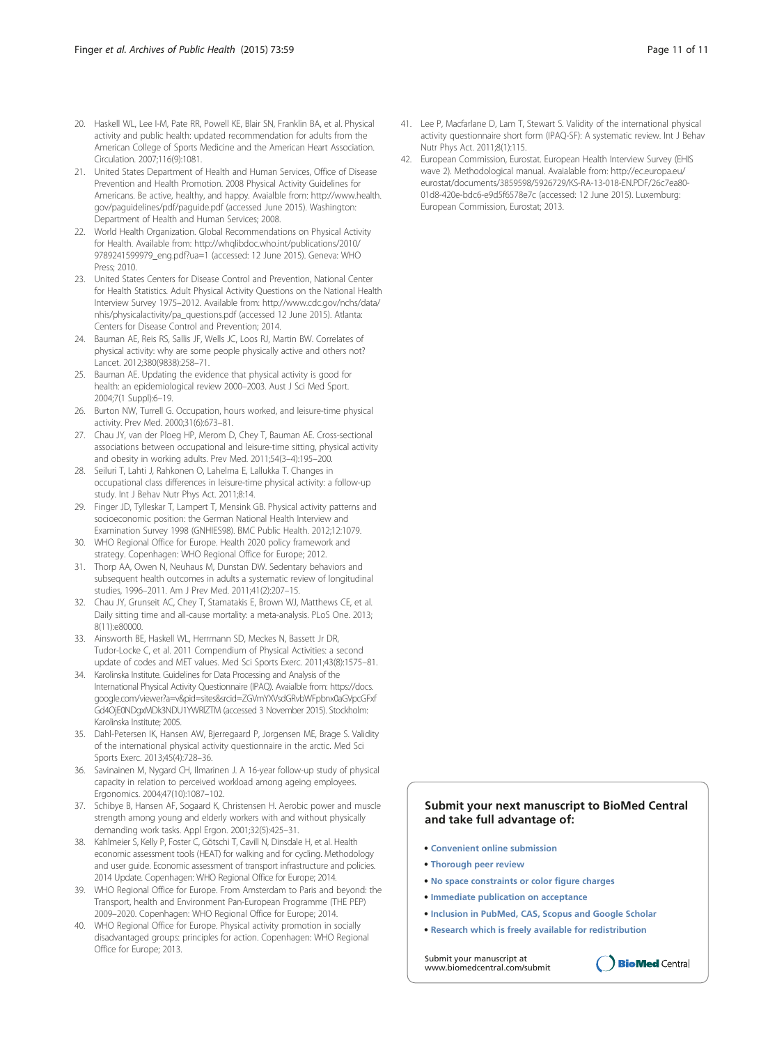20. Haskell WL, Lee I-M, Pate RR, Powell KE, Blair SN, Franklin BA, et al. Physical activity and public health: updated recommendation for adults from the American College of Sports Medicine and the American Heart Association. Circulation. 2007;116(9):1081.
21. United States Department of Health and Human Services, Office of Disease Prevention and Health Promotion. 2008 Physical Activity Guidelines for Americans. Be active, healthy, and happy. Avaialble from: http://www.health.gov/paguidelines/pdf/paguide.pdf (accessed June 2015). Washington: Department of Health and Human Services; 2008.
22. World Health Organization. Global Recommendations on Physical Activity for Health. Available from: http://whqlibdoc.who.int/publications/2010/9789241599979_eng.pdf?ua=1 (accessed: 12 June 2015). Geneva: WHO Press; 2010.
23. United States Centers for Disease Control and Prevention, National Center for Health Statistics. Adult Physical Activity Questions on the National Health Interview Survey 1975–2012. Available from: http://www.cdc.gov/nchs/data/nhis/physicalactivity/pa_questions.pdf (accessed 12 June 2015). Atlanta: Centers for Disease Control and Prevention; 2014.
24. Bauman AE, Reis RS, Sallis JF, Wells JC, Loos RJ, Martin BW. Correlates of physical activity: why are some people physically active and others not? Lancet. 2012;380(9838):258–71.
25. Bauman AE. Updating the evidence that physical activity is good for health: an epidemiological review 2000–2003. Aust J Sci Med Sport. 2004;7(1 Suppl):6–19.
26. Burton NW, Turrell G. Occupation, hours worked, and leisure-time physical activity. Prev Med. 2000;31(6):673–81.
27. Chau JY, van der Ploeg HP, Merom D, Chey T, Bauman AE. Cross-sectional associations between occupational and leisure-time sitting, physical activity and obesity in working adults. Prev Med. 2011;54(3–4):195–200.
28. Seiluri T, Lahti J, Rahkonen O, Lahelma E, Lallukka T. Changes in occupational class differences in leisure-time physical activity: a follow-up study. Int J Behav Nutr Phys Act. 2011;8:14.
29. Finger JD, Tylleskar T, Lampert T, Mensink GB. Physical activity patterns and socioeconomic position: the German National Health Interview and Examination Survey 1998 (GNHIES98). BMC Public Health. 2012;12:1079.
30. WHO Regional Office for Europe. Health 2020 policy framework and strategy. Copenhagen: WHO Regional Office for Europe; 2012.
31. Thorp AA, Owen N, Neuhaus M, Dunstan DW. Sedentary behaviors and subsequent health outcomes in adults a systematic review of longitudinal studies, 1996–2011. Am J Prev Med. 2011;41(2):207–15.
32. Chau JY, Grunseit AC, Chey T, Stamatakis E, Brown WJ, Matthews CE, et al. Daily sitting time and all-cause mortality: a meta-analysis. PLoS One. 2013;8(11):e80000.
33. Ainsworth BE, Haskell WL, Herrmann SD, Meckes N, Bassett Jr DR, Tudor-Locke C, et al. 2011 Compendium of Physical Activities: a second update of codes and MET values. Med Sci Sports Exerc. 2011;43(8):1575–81.
34. Karolinska Institute. Guidelines for Data Processing and Analysis of the International Physical Activity Questionnaire (IPAQ). Avaialble from: https://docs.google.com/viewer?a=v&pid=sites&srcid=ZGVmYXVsdGRvbWFpbnx0aGVpcGFxfGd4OjE0NDgxMDk3NDU1YWRlZTM (accessed 3 November 2015). Stockholm: Karolinska Institute; 2005.
35. Dahl-Petersen IK, Hansen AW, Bjerregaard P, Jorgensen ME, Brage S. Validity of the international physical activity questionnaire in the arctic. Med Sci Sports Exerc. 2013;45(4):728–36.
36. Savinainen M, Nygard CH, Ilmarinen J. A 16-year follow-up study of physical capacity in relation to perceived workload among ageing employees. Ergonomics. 2004;47(10):1087–102.
37. Schibye B, Hansen AF, Sogaard K, Christensen H. Aerobic power and muscle strength among young and elderly workers with and without physically demanding work tasks. Appl Ergon. 2001;32(5):425–31.
38. Kahlmeier S, Kelly P, Foster C, Götschi T, Cavill N, Dinsdale H, et al. Health economic assessment tools (HEAT) for walking and for cycling. Methodology and user guide. Economic assessment of transport infrastructure and policies. 2014 Update. Copenhagen: WHO Regional Office for Europe; 2014.
39. WHO Regional Office for Europe. From Amsterdam to Paris and beyond: the Transport, health and Environment Pan-European Programme (THE PEP) 2009–2020. Copenhagen: WHO Regional Office for Europe; 2014.
40. WHO Regional Office for Europe. Physical activity promotion in socially disadvantaged groups: principles for action. Copenhagen: WHO Regional Office for Europe; 2013.
41. Lee P, Macfarlane D, Lam T, Stewart S. Validity of the international physical activity questionnaire short form (IPAQ-SF): A systematic review. Int J Behav Nutr Phys Act. 2011;8(1):115.
42. European Commission, Eurostat. European Health Interview Survey (EHIS wave 2). Methodological manual. Avaialable from: http://ec.europa.eu/eurostat/documents/3859598/5926729/KS-RA-13-018-EN.PDF/26c7ea80-01d8-420e-bdc6-e9d5f6578e7c (accessed: 12 June 2015). Luxemburg: European Commission, Eurostat; 2013.

**Submit your next manuscript to BioMed Central and take full advantage of:**

- **Convenient online submission**
- **Thorough peer review**
- **No space constraints or color figure charges**
- **Immediate publication on acceptance**
- **Inclusion in PubMed, CAS, Scopus and Google Scholar**
- **Research which is freely available for redistribution**

Submit your manuscript at www.biomedcentral.com/submit

BioMed Central